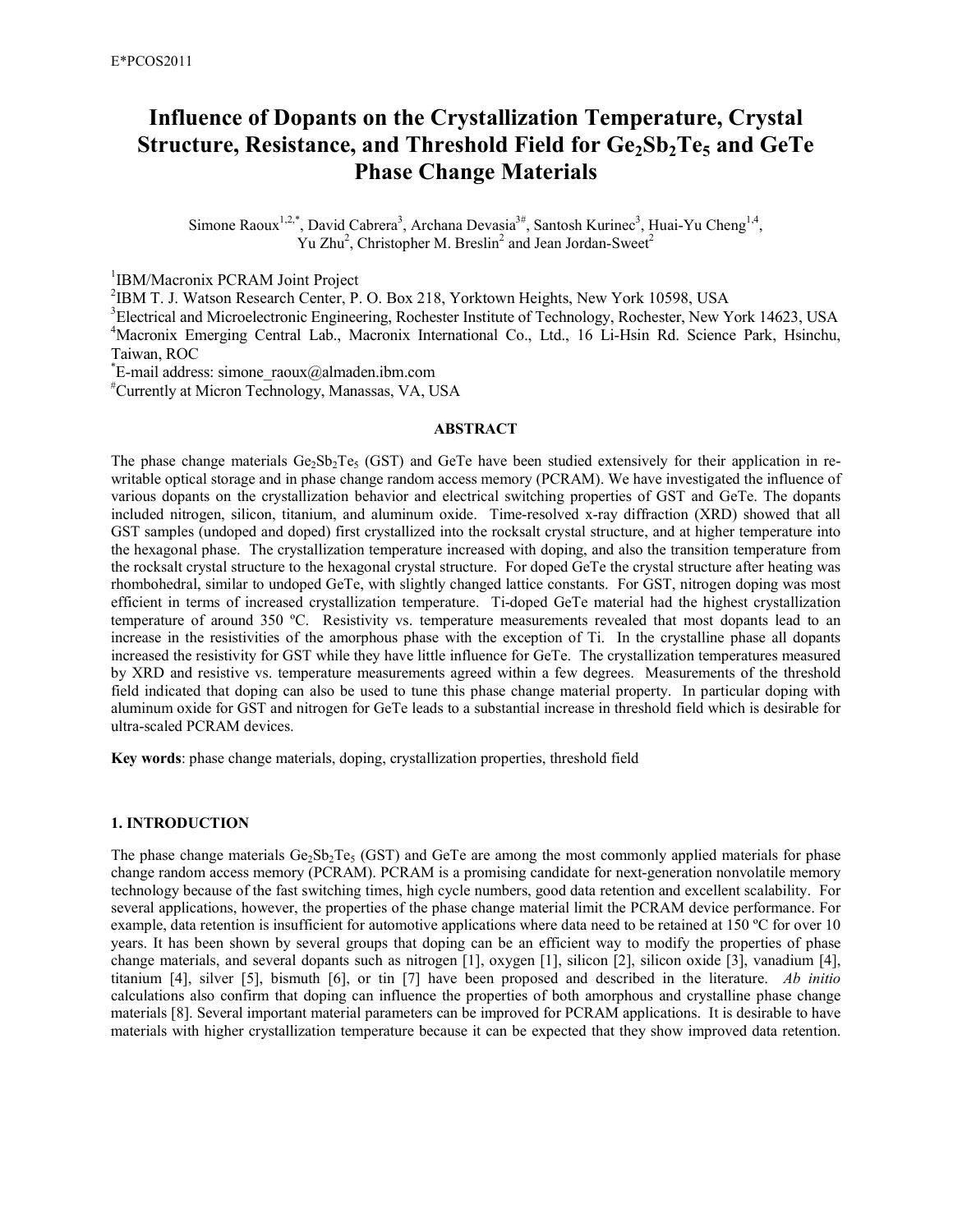# Influence of Dopants on the Crystallization Temperature, Crystal Structure, Resistance, and Threshold Field for $Ge_2Sb_2Te_5$ and GeTe Phase Change Materials

Simone Raoux[1,2,*], David Cabrera[3], Archana Devasia[3#], Santosh Kurinec[3], Huai-Yu Cheng[1,4], Yu Zhu[2], Christopher M. Breslin[2] and Jean Jordan-Sweet[2]

[1]IBM/Macronix PCRAM Joint Project
[2]IBM T. J. Watson Research Center, P. O. Box 218, Yorktown Heights, New York 10598, USA
[3]Electrical and Microelectronic Engineering, Rochester Institute of Technology, Rochester, New York 14623, USA
[4]Macronix Emerging Central Lab., Macronix International Co., Ltd., 16 Li-Hsin Rd. Science Park, Hsinchu, Taiwan, ROC
[*]E-mail address: simone_raoux@almaden.ibm.com
[#]Currently at Micron Technology, Manassas, VA, USA

### ABSTRACT

The phase change materials $Ge_2Sb_2Te_5$ (GST) and GeTe have been studied extensively for their application in re-writable optical storage and in phase change random access memory (PCRAM). We have investigated the influence of various dopants on the crystallization behavior and electrical switching properties of GST and GeTe. The dopants included nitrogen, silicon, titanium, and aluminum oxide. Time-resolved x-ray diffraction (XRD) showed that all GST samples (undoped and doped) first crystallized into the rocksalt crystal structure, and at higher temperature into the hexagonal phase. The crystallization temperature increased with doping, and also the transition temperature from the rocksalt crystal structure to the hexagonal crystal structure. For doped GeTe the crystal structure after heating was rhombohedral, similar to undoped GeTe, with slightly changed lattice constants. For GST, nitrogen doping was most efficient in terms of increased crystallization temperature. Ti-doped GeTe material had the highest crystallization temperature of around 350 ºC. Resistivity vs. temperature measurements revealed that most dopants lead to an increase in the resistivities of the amorphous phase with the exception of Ti. In the crystalline phase all dopants increased the resistivity for GST while they have little influence for GeTe. The crystallization temperatures measured by XRD and resistive vs. temperature measurements agreed within a few degrees. Measurements of the threshold field indicated that doping can also be used to tune this phase change material property. In particular doping with aluminum oxide for GST and nitrogen for GeTe leads to a substantial increase in threshold field which is desirable for ultra-scaled PCRAM devices.

**Key words**: phase change materials, doping, crystallization properties, threshold field

## 1. INTRODUCTION

The phase change materials $Ge_2Sb_2Te_5$ (GST) and GeTe are among the most commonly applied materials for phase change random access memory (PCRAM). PCRAM is a promising candidate for next-generation nonvolatile memory technology because of the fast switching times, high cycle numbers, good data retention and excellent scalability. For several applications, however, the properties of the phase change material limit the PCRAM device performance. For example, data retention is insufficient for automotive applications where data need to be retained at 150 ºC for over 10 years. It has been shown by several groups that doping can be an efficient way to modify the properties of phase change materials, and several dopants such as nitrogen [1], oxygen [1], silicon [2], silicon oxide [3], vanadium [4], titanium [4], silver [5], bismuth [6], or tin [7] have been proposed and described in the literature. *Ab initio* calculations also confirm that doping can influence the properties of both amorphous and crystalline phase change materials [8]. Several important material parameters can be improved for PCRAM applications. It is desirable to have materials with higher crystallization temperature because it can be expected that they show improved data retention.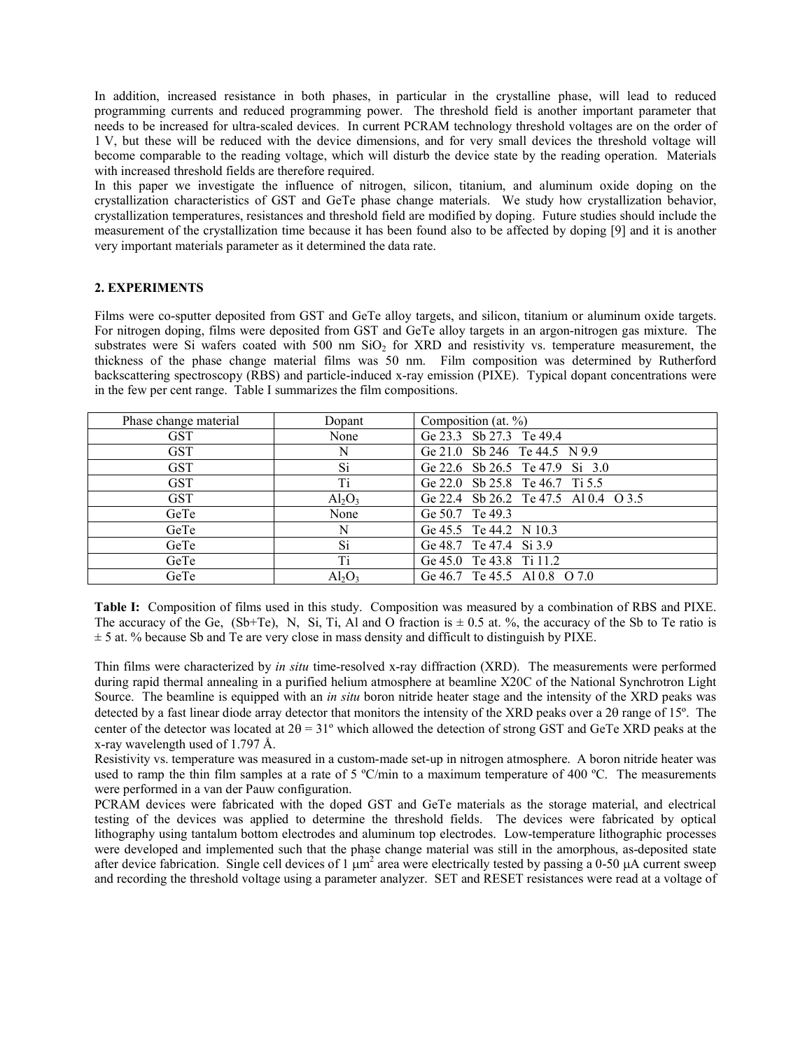In addition, increased resistance in both phases, in particular in the crystalline phase, will lead to reduced programming currents and reduced programming power. The threshold field is another important parameter that needs to be increased for ultra-scaled devices. In current PCRAM technology threshold voltages are on the order of 1 V, but these will be reduced with the device dimensions, and for very small devices the threshold voltage will become comparable to the reading voltage, which will disturb the device state by the reading operation. Materials with increased threshold fields are therefore required.

In this paper we investigate the influence of nitrogen, silicon, titanium, and aluminum oxide doping on the crystallization characteristics of GST and GeTe phase change materials. We study how crystallization behavior, crystallization temperatures, resistances and threshold field are modified by doping. Future studies should include the measurement of the crystallization time because it has been found also to be affected by doping [9] and it is another very important materials parameter as it determined the data rate.

## 2. EXPERIMENTS

Films were co-sputter deposited from GST and GeTe alloy targets, and silicon, titanium or aluminum oxide targets. For nitrogen doping, films were deposited from GST and GeTe alloy targets in an argon-nitrogen gas mixture. The substrates were Si wafers coated with 500 nm $SiO_2$ for XRD and resistivity vs. temperature measurement, the thickness of the phase change material films was 50 nm. Film composition was determined by Rutherford backscattering spectroscopy (RBS) and particle-induced x-ray emission (PIXE). Typical dopant concentrations were in the few per cent range. Table I summarizes the film compositions.

| Phase change material | Dopant | Composition (at. %) |
|---|---|---|
| GST | None | Ge 23.3 Sb 27.3 Te 49.4 |
| GST | N | Ge 21.0 Sb 246 Te 44.5 N 9.9 |
| GST | Si | Ge 22.6 Sb 26.5 Te 47.9 Si 3.0 |
| GST | Ti | Ge 22.0 Sb 25.8 Te 46.7 Ti 5.5 |
| GST | $Al_2O_3$ | Ge 22.4 Sb 26.2 Te 47.5 Al 0.4 O 3.5 |
| GeTe | None | Ge 50.7 Te 49.3 |
| GeTe | N | Ge 45.5 Te 44.2 N 10.3 |
| GeTe | Si | Ge 48.7 Te 47.4 Si 3.9 |
| GeTe | Ti | Ge 45.0 Te 43.8 Ti 11.2 |
| GeTe | $Al_2O_3$ | Ge 46.7 Te 45.5 Al 0.8 O 7.0 |

**Table I:** Composition of films used in this study. Composition was measured by a combination of RBS and PIXE. The accuracy of the Ge, (Sb+Te), N, Si, Ti, Al and O fraction is ± 0.5 at. %, the accuracy of the Sb to Te ratio is ± 5 at. % because Sb and Te are very close in mass density and difficult to distinguish by PIXE.

Thin films were characterized by *in situ* time-resolved x-ray diffraction (XRD). The measurements were performed during rapid thermal annealing in a purified helium atmosphere at beamline X20C of the National Synchrotron Light Source. The beamline is equipped with an *in situ* boron nitride heater stage and the intensity of the XRD peaks was detected by a fast linear diode array detector that monitors the intensity of the XRD peaks over a $2\theta$ range of 15º. The center of the detector was located at $2\theta = 31º$ which allowed the detection of strong GST and GeTe XRD peaks at the x-ray wavelength used of 1.797 Å.

Resistivity vs. temperature was measured in a custom-made set-up in nitrogen atmosphere. A boron nitride heater was used to ramp the thin film samples at a rate of 5 ºC/min to a maximum temperature of 400 ºC. The measurements were performed in a van der Pauw configuration.

PCRAM devices were fabricated with the doped GST and GeTe materials as the storage material, and electrical testing of the devices was applied to determine the threshold fields. The devices were fabricated by optical lithography using tantalum bottom electrodes and aluminum top electrodes. Low-temperature lithographic processes were developed and implemented such that the phase change material was still in the amorphous, as-deposited state after device fabrication. Single cell devices of 1 $\mu m^2$ area were electrically tested by passing a 0-50 μA current sweep and recording the threshold voltage using a parameter analyzer. SET and RESET resistances were read at a voltage of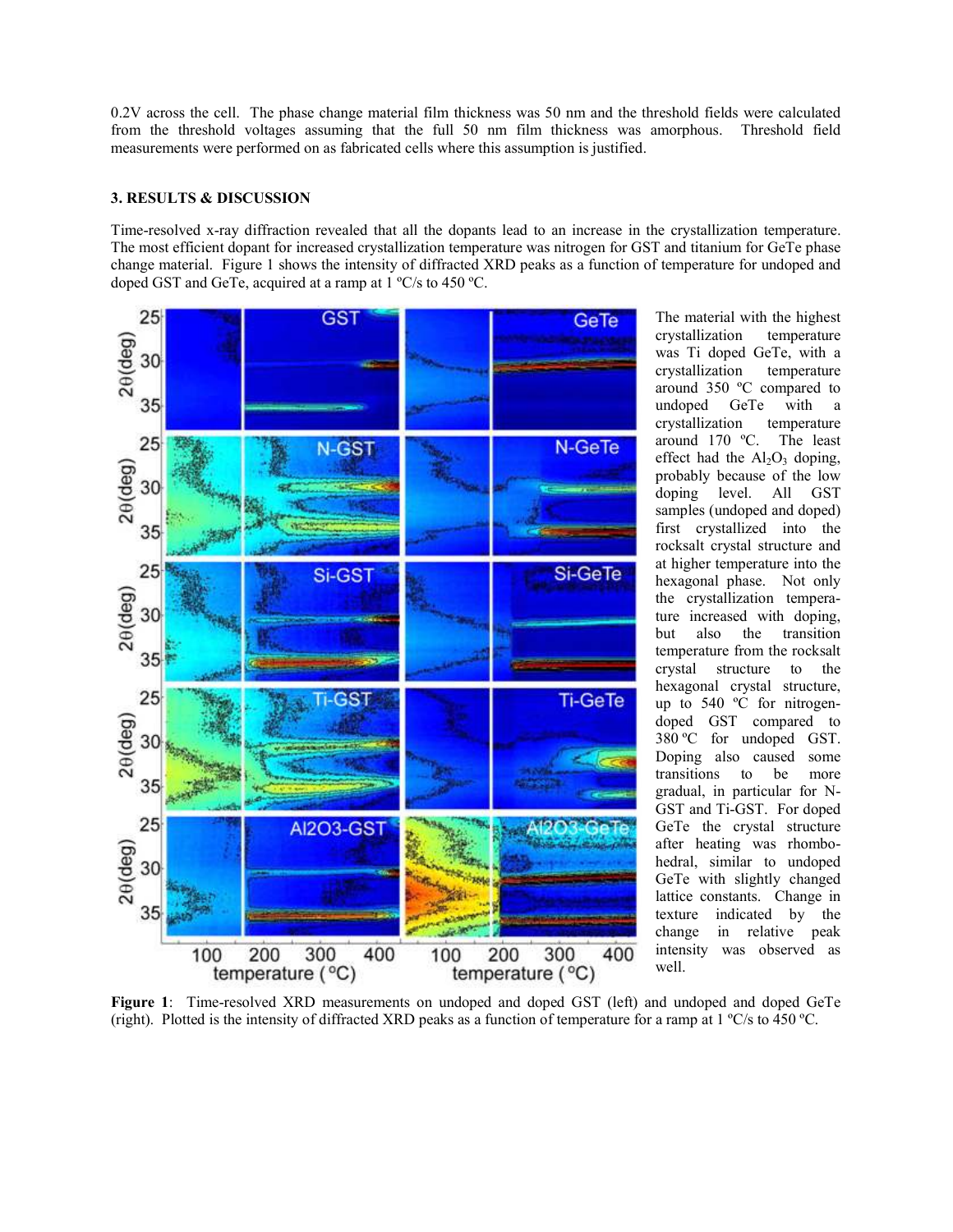0.2V across the cell. The phase change material film thickness was 50 nm and the threshold fields were calculated from the threshold voltages assuming that the full 50 nm film thickness was amorphous. Threshold field measurements were performed on as fabricated cells where this assumption is justified.

### 3. RESULTS & DISCUSSION

Time-resolved x-ray diffraction revealed that all the dopants lead to an increase in the crystallization temperature. The most efficient dopant for increased crystallization temperature was nitrogen for GST and titanium for GeTe phase change material. Figure 1 shows the intensity of diffracted XRD peaks as a function of temperature for undoped and doped GST and GeTe, acquired at a ramp at 1 ºC/s to 450 ºC.

The material with the highest crystallization temperature was Ti doped GeTe, with a crystallization temperature around 350 ºC compared to undoped GeTe with a crystallization temperature around 170 ºC. The least effect had the $Al_2O_3$ doping, probably because of the low doping level. All GST samples (undoped and doped) first crystallized into the rocksalt crystal structure and at higher temperature into the hexagonal phase. Not only the crystallization temperature increased with doping, but also the transition temperature from the rocksalt crystal structure to the hexagonal crystal structure, up to 540 ºC for nitrogen-doped GST compared to 380 ºC for undoped GST. Doping also caused some transitions to be more gradual, in particular for N-GST and Ti-GST. For doped GeTe the crystal structure after heating was rhombohedral, similar to undoped GeTe with slightly changed lattice constants. Change in texture indicated by the relative peak intensity was observed as well.

**Figure 1**: Time-resolved XRD measurements on undoped and doped GST (left) and undoped and doped GeTe (right). Plotted is the intensity of diffracted XRD peaks as a function of temperature for a ramp at 1 ºC/s to 450 ºC.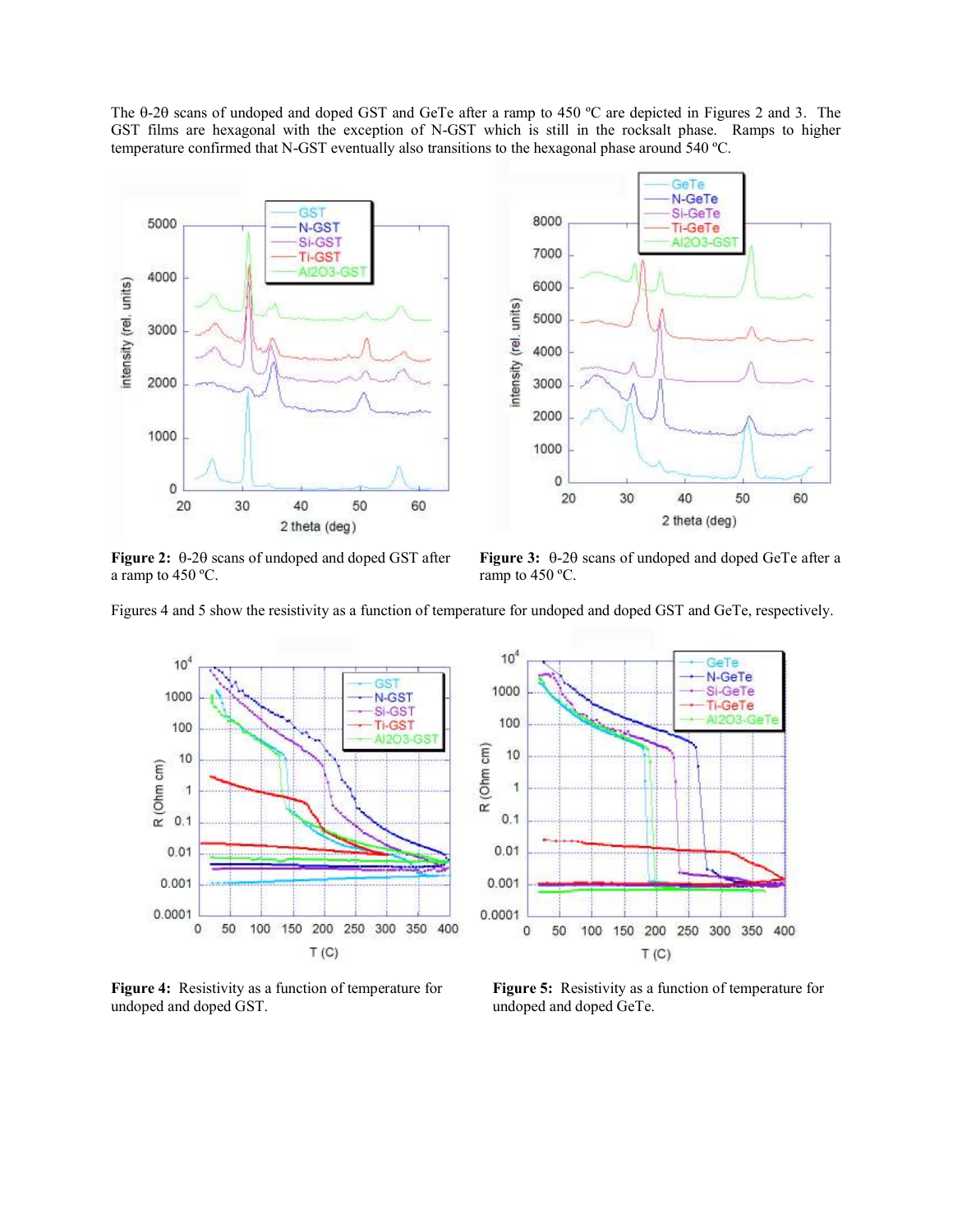The θ-2θ scans of undoped and doped GST and GeTe after a ramp to 450 ºC are depicted in Figures 2 and 3. The GST films are hexagonal with the exception of N-GST which is still in the rocksalt phase. Ramps to higher temperature confirmed that N-GST eventually also transitions to the hexagonal phase around 540 ºC.

**Figure 2:** θ-2θ scans of undoped and doped GST after a ramp to 450 ºC.

**Figure 3:** θ-2θ scans of undoped and doped GeTe after a ramp to 450 ºC.

Figures 4 and 5 show the resistivity as a function of temperature for undoped and doped GST and GeTe, respectively.

**Figure 4:** Resistivity as a function of temperature for undoped and doped GST.

**Figure 5:** Resistivity as a function of temperature for undoped and doped GeTe.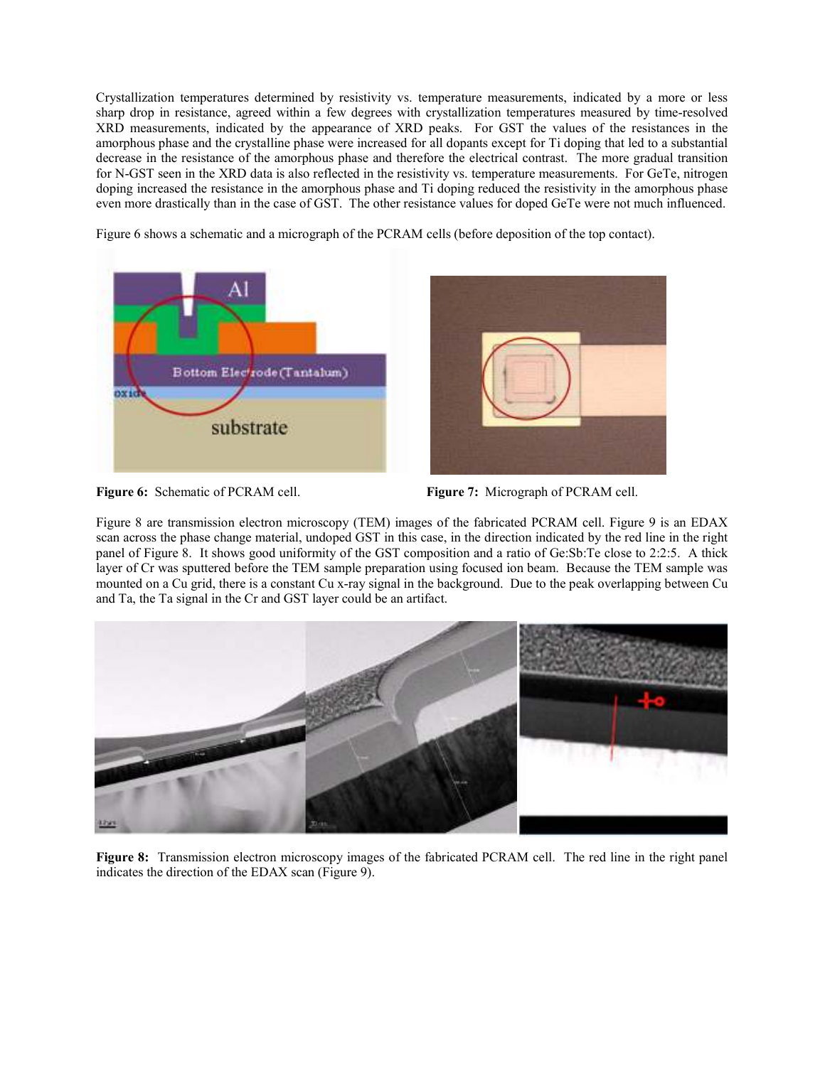Crystallization temperatures determined by resistivity vs. temperature measurements, indicated by a more or less sharp drop in resistance, agreed within a few degrees with crystallization temperatures measured by time-resolved XRD measurements, indicated by the appearance of XRD peaks. For GST the values of the resistances in the amorphous phase and the crystalline phase were increased for all dopants except for Ti doping that led to a substantial decrease in the resistance of the amorphous phase and therefore the electrical contrast. The more gradual transition for N-GST seen in the XRD data is also reflected in the resistivity vs. temperature measurements. For GeTe, nitrogen doping increased the resistance in the amorphous phase and Ti doping reduced the resistivity in the amorphous phase even more drastically than in the case of GST. The other resistance values for doped GeTe were not much influenced.

Figure 6 shows a schematic and a micrograph of the PCRAM cells (before deposition of the top contact).

**Figure 6:** Schematic of PCRAM cell.

**Figure 7:** Micrograph of PCRAM cell.

Figure 8 are transmission electron microscopy (TEM) images of the fabricated PCRAM cell. Figure 9 is an EDAX scan across the phase change material, undoped GST in this case, in the direction indicated by the red line in the right panel of Figure 8. It shows good uniformity of the GST composition and a ratio of Ge:Sb:Te close to 2:2:5. A thick layer of Cr was sputtered before the TEM sample preparation using focused ion beam. Because the TEM sample was mounted on a Cu grid, there is a constant Cu x-ray signal in the background. Due to the peak overlapping between Cu and Ta, the Ta signal in the Cr and GST layer could be an artifact.

**Figure 8:** Transmission electron microscopy images of the fabricated PCRAM cell. The red line in the right panel indicates the direction of the EDAX scan (Figure 9).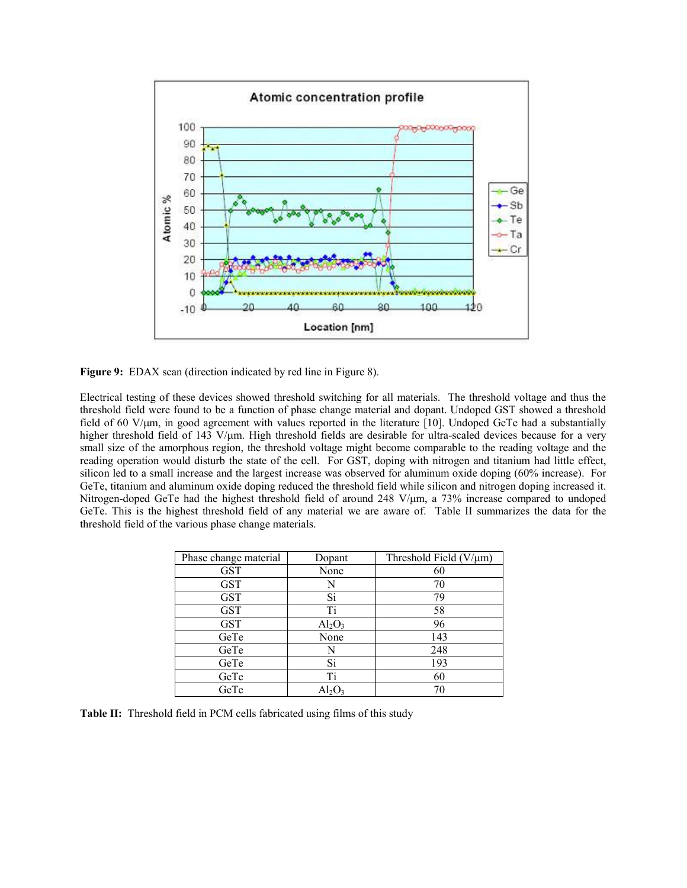**Figure 9:** EDAX scan (direction indicated by red line in Figure 8).

Electrical testing of these devices showed threshold switching for all materials. The threshold voltage and thus the threshold field were found to be a function of phase change material and dopant. Undoped GST showed a threshold field of 60 V/μm, in good agreement with values reported in the literature [10]. Undoped GeTe had a substantially higher threshold field of 143 V/μm. High threshold fields are desirable for ultra-scaled devices because for a very small size of the amorphous region, the threshold voltage might become comparable to the reading voltage and the reading operation would disturb the state of the cell. For GST, doping with nitrogen and titanium had little effect, silicon led to a small increase and the largest increase was observed for aluminum oxide doping (60% increase). For GeTe, titanium and aluminum oxide doping reduced the threshold field while silicon and nitrogen doping increased it. Nitrogen-doped GeTe had the highest threshold field of around 248 V/μm, a 73% increase compared to undoped GeTe. This is the highest threshold field of any material we are aware of. Table II summarizes the data for the threshold field of the various phase change materials.

| Phase change material | Dopant | Threshold Field (V/μm) |
|---|---|---|
| GST | None | 60 |
| GST | N | 70 |
| GST | Si | 79 |
| GST | Ti | 58 |
| GST | $Al_2O_3$ | 96 |
| GeTe | None | 143 |
| GeTe | N | 248 |
| GeTe | Si | 193 |
| GeTe | Ti | 60 |
| GeTe | $Al_2O_3$ | 70 |

**Table II:** Threshold field in PCM cells fabricated using films of this study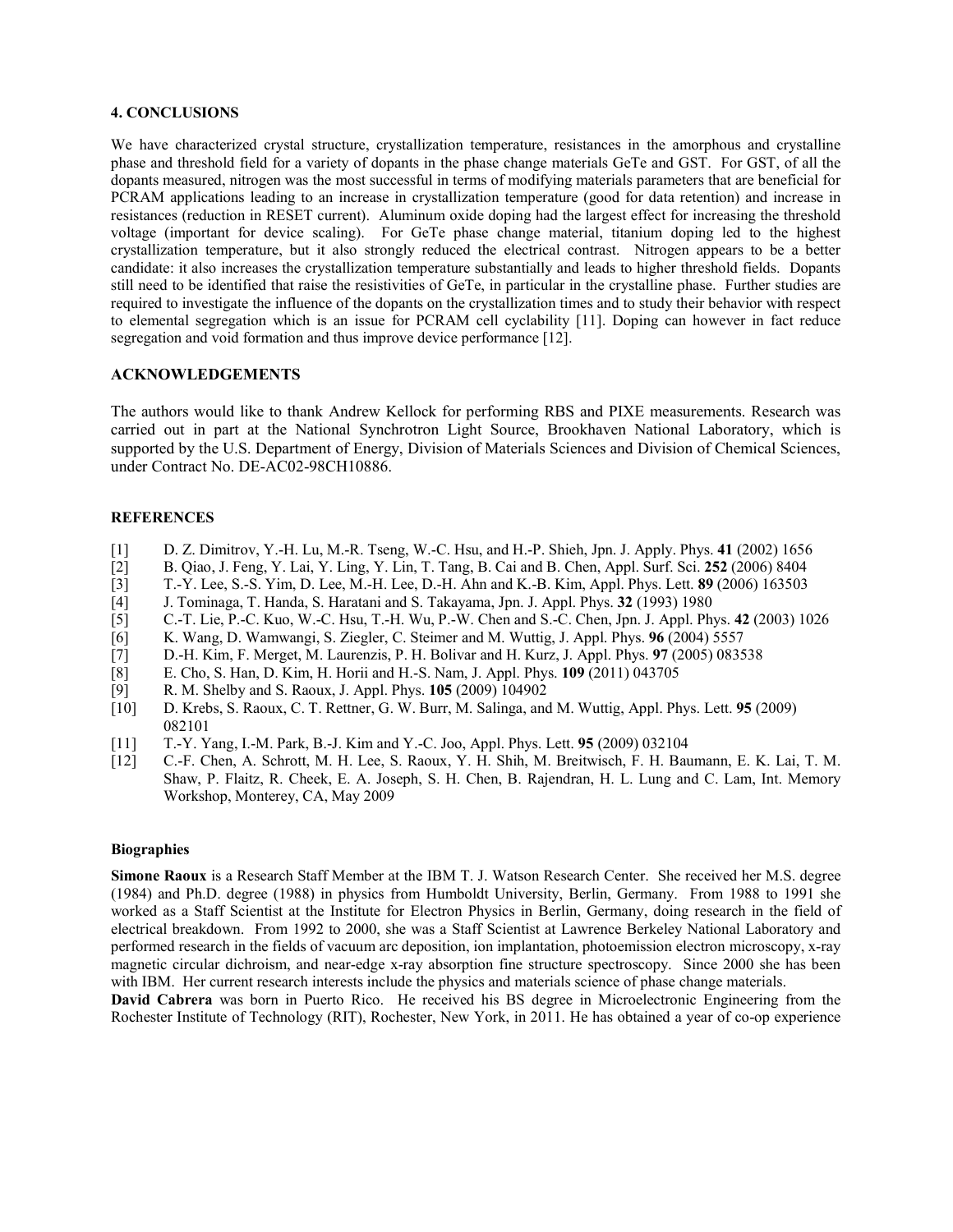## 4. CONCLUSIONS

We have characterized crystal structure, crystallization temperature, resistances in the amorphous and crystalline phase and threshold field for a variety of dopants in the phase change materials GeTe and GST. For GST, of all the dopants measured, nitrogen was the most successful in terms of modifying materials parameters that are beneficial for PCRAM applications leading to an increase in crystallization temperature (good for data retention) and increase in resistances (reduction in RESET current). Aluminum oxide doping had the largest effect for increasing the threshold voltage (important for device scaling). For GeTe phase change material, titanium doping led to the highest crystallization temperature, but it also strongly reduced the electrical contrast. Nitrogen appears to be a better candidate: it also increases the crystallization temperature substantially and leads to higher threshold fields. Dopants still need to be identified that raise the resistivities of GeTe, in particular in the crystalline phase. Further studies are required to investigate the influence of the dopants on the crystallization times and to study their behavior with respect to elemental segregation which is an issue for PCRAM cell cyclability [11]. Doping can however in fact reduce segregation and void formation and thus improve device performance [12].

## ACKNOWLEDGEMENTS

The authors would like to thank Andrew Kellock for performing RBS and PIXE measurements. Research was carried out in part at the National Synchrotron Light Source, Brookhaven National Laboratory, which is supported by the U.S. Department of Energy, Division of Materials Sciences and Division of Chemical Sciences, under Contract No. DE-AC02-98CH10886.

## REFERENCES

[1] D. Z. Dimitrov, Y.-H. Lu, M.-R. Tseng, W.-C. Hsu, and H.-P. Shieh, Jpn. J. Apply. Phys. **41** (2002) 1656

[2] B. Qiao, J. Feng, Y. Lai, Y. Ling, Y. Lin, T. Tang, B. Cai and B. Chen, Appl. Surf. Sci. **252** (2006) 8404

[3] T.-Y. Lee, S.-S. Yim, D. Lee, M.-H. Lee, D.-H. Ahn and K.-B. Kim, Appl. Phys. Lett. **89** (2006) 163503

[4] J. Tominaga, T. Handa, S. Haratani and S. Takayama, Jpn. J. Appl. Phys. **32** (1993) 1980

[5] C.-T. Lie, P.-C. Kuo, W.-C. Hsu, T.-H. Wu, P.-W. Chen and S.-C. Chen, Jpn. J. Appl. Phys. **42** (2003) 1026

[6] K. Wang, D. Wamwangi, S. Ziegler, C. Steimer and M. Wuttig, J. Appl. Phys. **96** (2004) 5557

[7] D.-H. Kim, F. Merget, M. Laurenzis, P. H. Bolivar and H. Kurz, J. Appl. Phys. **97** (2005) 083538

[8] E. Cho, S. Han, D. Kim, H. Horii and H.-S. Nam, J. Appl. Phys. **109** (2011) 043705

[9] R. M. Shelby and S. Raoux, J. Appl. Phys. **105** (2009) 104902

[10] D. Krebs, S. Raoux, C. T. Rettner, G. W. Burr, M. Salinga, and M. Wuttig, Appl. Phys. Lett. **95** (2009) 082101

[11] T.-Y. Yang, I.-M. Park, B.-J. Kim and Y.-C. Joo, Appl. Phys. Lett. **95** (2009) 032104

[12] C.-F. Chen, A. Schrott, M. H. Lee, S. Raoux, Y. H. Shih, M. Breitwisch, F. H. Baumann, E. K. Lai, T. M. Shaw, P. Flaitz, R. Cheek, E. A. Joseph, S. H. Chen, B. Rajendran, H. L. Lung and C. Lam, Int. Memory Workshop, Monterey, CA, May 2009

### Biographies

**Simone Raoux** is a Research Staff Member at the IBM T. J. Watson Research Center. She received her M.S. degree (1984) and Ph.D. degree (1988) in physics from Humboldt University, Berlin, Germany. From 1988 to 1991 she worked as a Staff Scientist at the Institute for Electron Physics in Berlin, Germany, doing research in the field of electrical breakdown. From 1992 to 2000, she was a Staff Scientist at Lawrence Berkeley National Laboratory and performed research in the fields of vacuum arc deposition, ion implantation, photoemission electron microscopy, x-ray magnetic circular dichroism, and near-edge x-ray absorption fine structure spectroscopy. Since 2000 she has been with IBM. Her current research interests include the physics and materials science of phase change materials.

**David Cabrera** was born in Puerto Rico. He received his BS degree in Microelectronic Engineering from the Rochester Institute of Technology (RIT), Rochester, New York, in 2011. He has obtained a year of co-op experience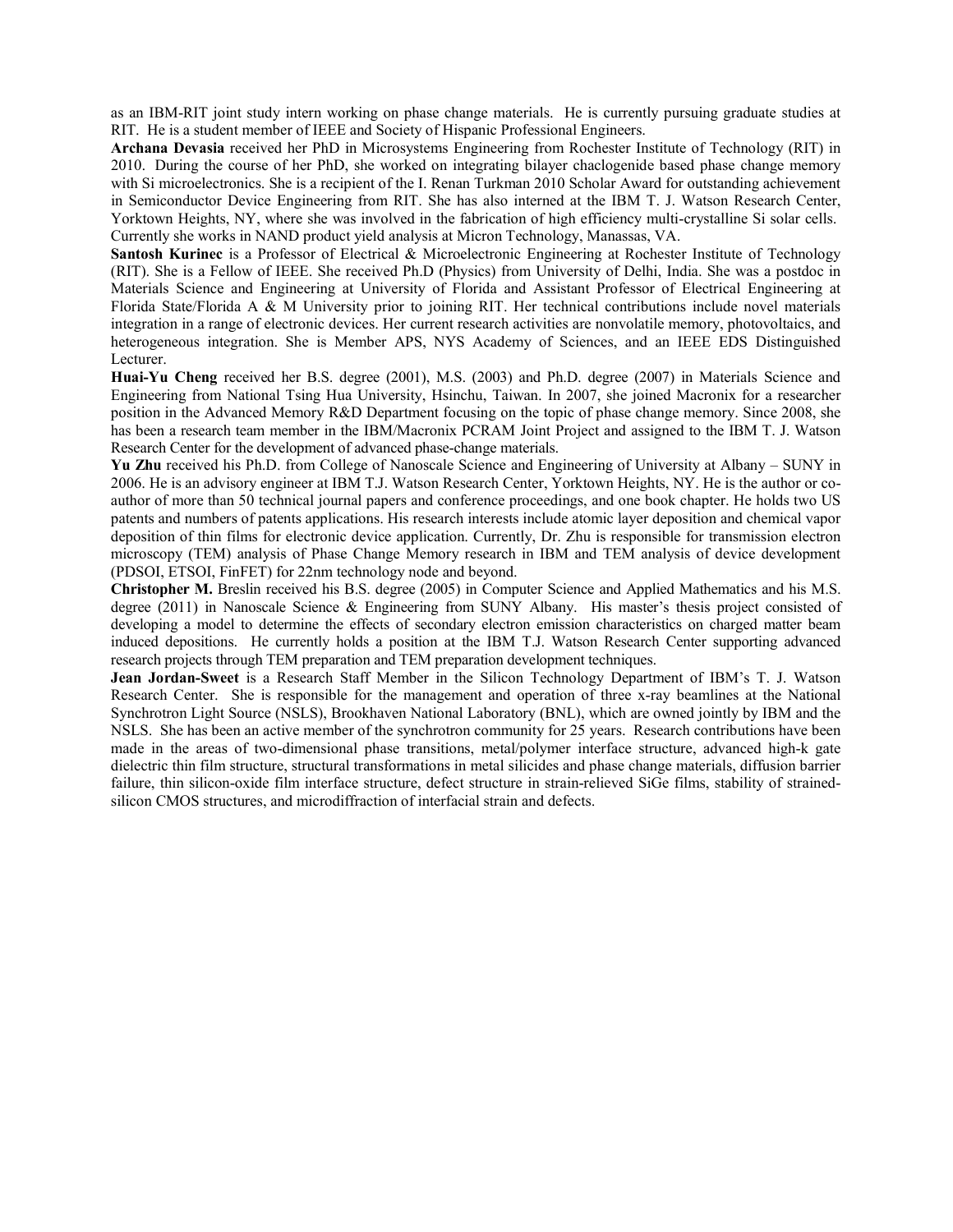as an IBM-RIT joint study intern working on phase change materials. He is currently pursuing graduate studies at RIT. He is a student member of IEEE and Society of Hispanic Professional Engineers.

**Archana Devasia** received her PhD in Microsystems Engineering from Rochester Institute of Technology (RIT) in 2010. During the course of her PhD, she worked on integrating bilayer chaclogenide based phase change memory with Si microelectronics. She is a recipient of the I. Renan Turkman 2010 Scholar Award for outstanding achievement in Semiconductor Device Engineering from RIT. She has also interned at the IBM T. J. Watson Research Center, Yorktown Heights, NY, where she was involved in the fabrication of high efficiency multi-crystalline Si solar cells. Currently she works in NAND product yield analysis at Micron Technology, Manassas, VA.

**Santosh Kurinec** is a Professor of Electrical & Microelectronic Engineering at Rochester Institute of Technology (RIT). She is a Fellow of IEEE. She received Ph.D (Physics) from University of Delhi, India. She was a postdoc in Materials Science and Engineering at University of Florida and Assistant Professor of Electrical Engineering at Florida State/Florida A & M University prior to joining RIT. Her technical contributions include novel materials integration in a range of electronic devices. Her current research activities are nonvolatile memory, photovoltaics, and heterogeneous integration. She is Member APS, NYS Academy of Sciences, and an IEEE EDS Distinguished Lecturer.

**Huai-Yu Cheng** received her B.S. degree (2001), M.S. (2003) and Ph.D. degree (2007) in Materials Science and Engineering from National Tsing Hua University, Hsinchu, Taiwan. In 2007, she joined Macronix for a researcher position in the Advanced Memory R&D Department focusing on the topic of phase change memory. Since 2008, she has been a research team member in the IBM/Macronix PCRAM Joint Project and assigned to the IBM T. J. Watson Research Center for the development of advanced phase-change materials.

**Yu Zhu** received his Ph.D. from College of Nanoscale Science and Engineering of University at Albany – SUNY in 2006. He is an advisory engineer at IBM T.J. Watson Research Center, Yorktown Heights, NY. He is the author or co-author of more than 50 technical journal papers and conference proceedings, and one book chapter. He holds two US patents and numbers of patents applications. His research interests include atomic layer deposition and chemical vapor deposition of thin films for electronic device application. Currently, Dr. Zhu is responsible for transmission electron microscopy (TEM) analysis of Phase Change Memory research in IBM and TEM analysis of device development (PDSOI, ETSOI, FinFET) for 22nm technology node and beyond.

**Christopher M.** Breslin received his B.S. degree (2005) in Computer Science and Applied Mathematics and his M.S. degree (2011) in Nanoscale Science & Engineering from SUNY Albany. His master's thesis project consisted of developing a model to determine the effects of secondary electron emission characteristics on charged matter beam induced depositions. He currently holds a position at the IBM T.J. Watson Research Center supporting advanced research projects through TEM preparation and TEM preparation development techniques.

**Jean Jordan-Sweet** is a Research Staff Member in the Silicon Technology Department of IBM's T. J. Watson Research Center. She is responsible for the management and operation of three x-ray beamlines at the National Synchrotron Light Source (NSLS), Brookhaven National Laboratory (BNL), which are owned jointly by IBM and the NSLS. She has been an active member of the synchrotron community for 25 years. Research contributions have been made in the areas of two-dimensional phase transitions, metal/polymer interface structure, advanced high-k gate dielectric thin film structure, structural transformations in metal silicides and phase change materials, diffusion barrier failure, thin silicon-oxide film interface structure, defect structure in strain-relieved SiGe films, stability of strained-silicon CMOS structures, and microdiffraction of interfacial strain and defects.